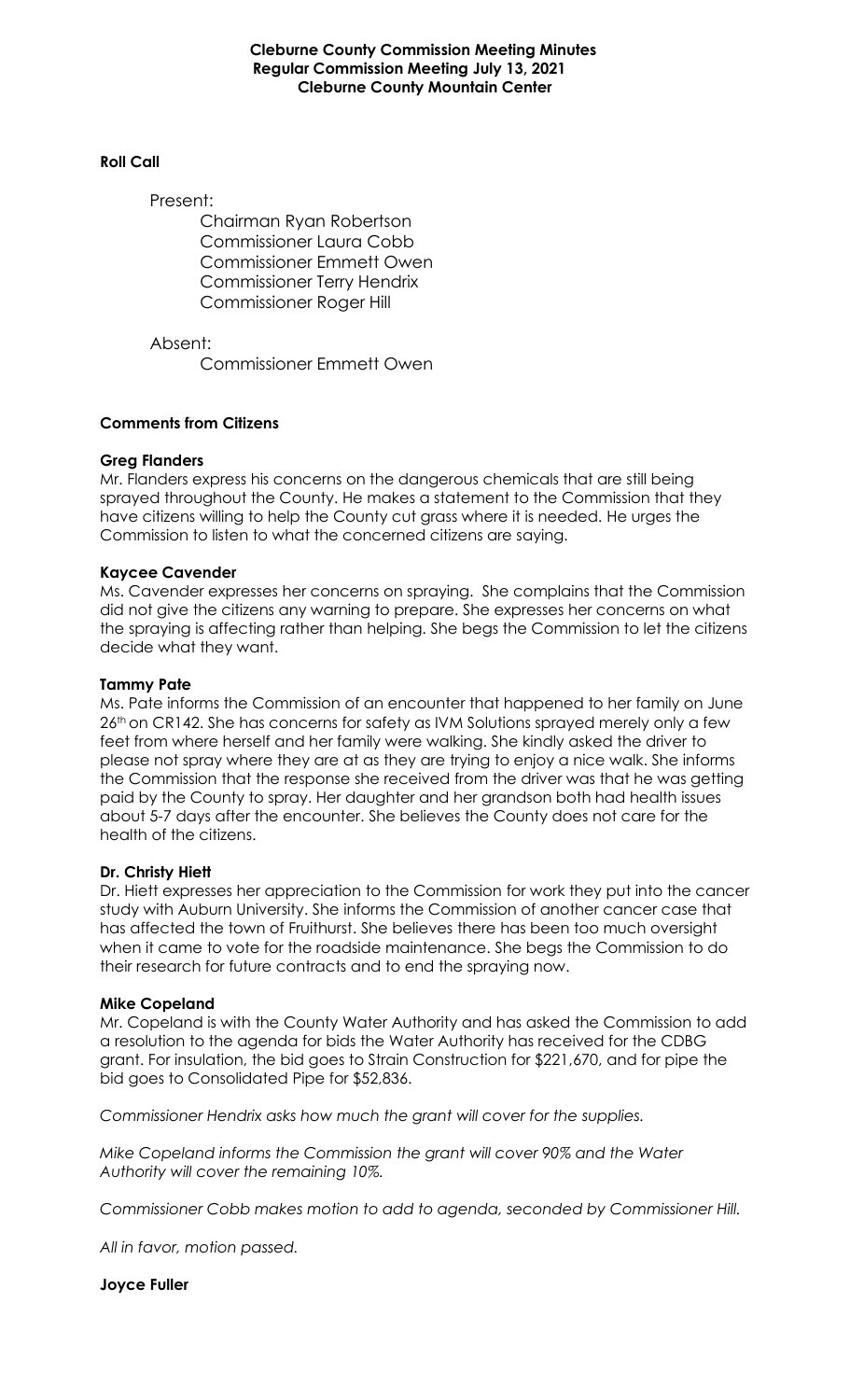**Cleburne County Commission Meeting Minutes**
**Regular Commission Meeting July 13, 2021**
**Cleburne County Mountain Center**

**Roll Call**

Present:

Chairman Ryan Robertson
Commissioner Laura Cobb
Commissioner Emmett Owen
Commissioner Terry Hendrix
Commissioner Roger Hill

Absent:

Commissioner Emmett Owen

**Comments from Citizens**

**Greg Flanders**

Mr. Flanders express his concerns on the dangerous chemicals that are still being sprayed throughout the County. He makes a statement to the Commission that they have citizens willing to help the County cut grass where it is needed. He urges the Commission to listen to what the concerned citizens are saying.

**Kaycee Cavender**

Ms. Cavender expresses her concerns on spraying. She complains that the Commission did not give the citizens any warning to prepare. She expresses her concerns on what the spraying is affecting rather than helping. She begs the Commission to let the citizens decide what they want.

**Tammy Pate**

Ms. Pate informs the Commission of an encounter that happened to her family on June 26th on CR142. She has concerns for safety as IVM Solutions sprayed merely only a few feet from where herself and her family were walking. She kindly asked the driver to please not spray where they are at as they are trying to enjoy a nice walk. She informs the Commission that the response she received from the driver was that he was getting paid by the County to spray. Her daughter and her grandson both had health issues about 5-7 days after the encounter. She believes the County does not care for the health of the citizens.

**Dr. Christy Hiett**

Dr. Hiett expresses her appreciation to the Commission for work they put into the cancer study with Auburn University. She informs the Commission of another cancer case that has affected the town of Fruithurst. She believes there has been too much oversight when it came to vote for the roadside maintenance. She begs the Commission to do their research for future contracts and to end the spraying now.

**Mike Copeland**

Mr. Copeland is with the County Water Authority and has asked the Commission to add a resolution to the agenda for bids the Water Authority has received for the CDBG grant. For insulation, the bid goes to Strain Construction for $221,670, and for pipe the bid goes to Consolidated Pipe for $52,836.

*Commissioner Hendrix asks how much the grant will cover for the supplies.*

*Mike Copeland informs the Commission the grant will cover 90% and the Water Authority will cover the remaining 10%.*

*Commissioner Cobb makes motion to add to agenda, seconded by Commissioner Hill.*

*All in favor, motion passed.*

**Joyce Fuller**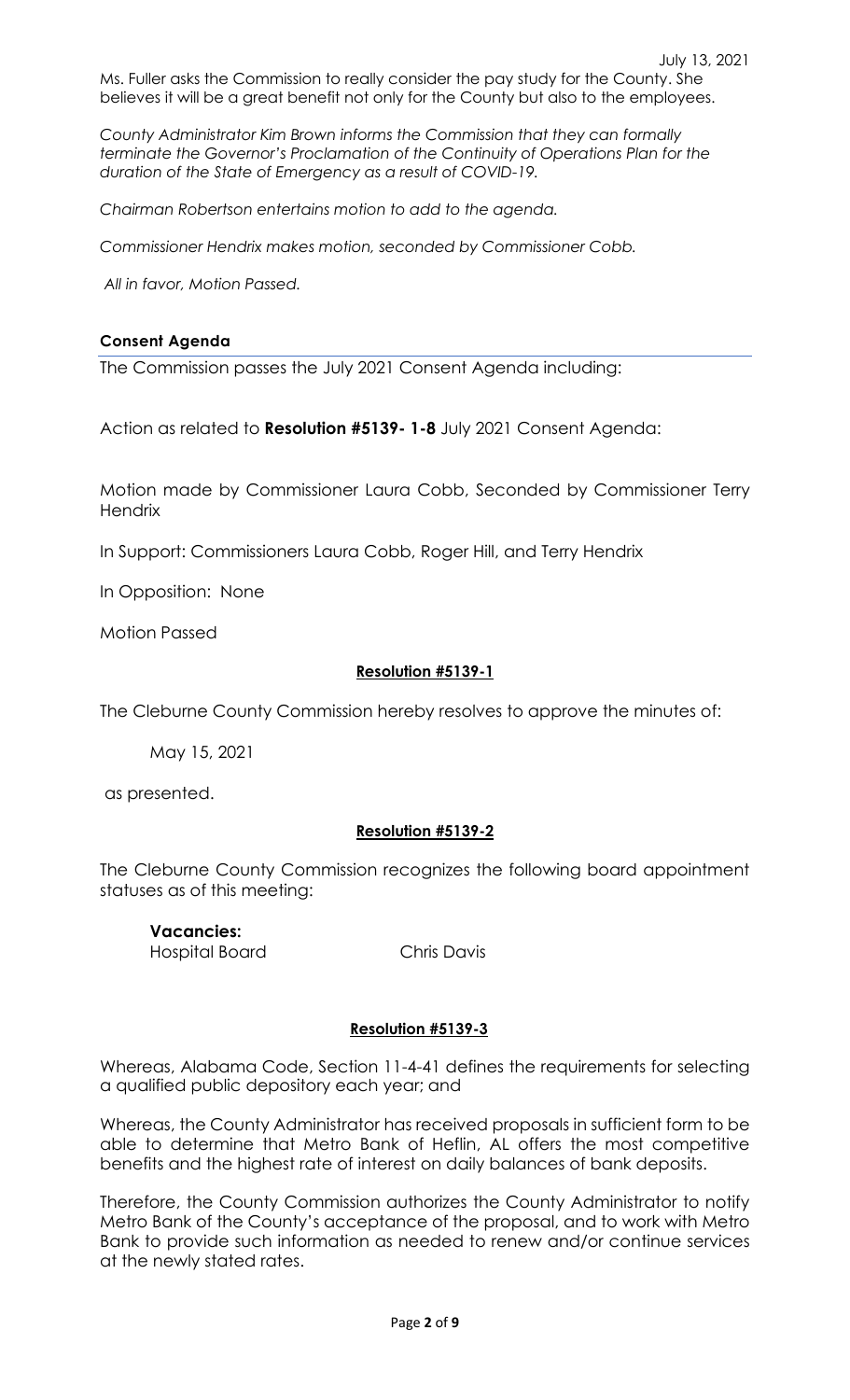Ms. Fuller asks the Commission to really consider the pay study for the County. She believes it will be a great benefit not only for the County but also to the employees.

*County Administrator Kim Brown informs the Commission that they can formally terminate the Governor's Proclamation of the Continuity of Operations Plan for the duration of the State of Emergency as a result of COVID-19.*

*Chairman Robertson entertains motion to add to the agenda.*

*Commissioner Hendrix makes motion, seconded by Commissioner Cobb.*

*All in favor, Motion Passed.*

### Consent Agenda

The Commission passes the July 2021 Consent Agenda including:

Action as related to **Resolution #5139- 1-8** July 2021 Consent Agenda:

Motion made by Commissioner Laura Cobb, Seconded by Commissioner Terry Hendrix

In Support: Commissioners Laura Cobb, Roger Hill, and Terry Hendrix

In Opposition: None

Motion Passed

**Resolution #5139-1**

The Cleburne County Commission hereby resolves to approve the minutes of:

May 15, 2021

as presented.

**Resolution #5139-2**

The Cleburne County Commission recognizes the following board appointment statuses as of this meeting:

**Vacancies:**

Hospital Board Chris Davis

**Resolution #5139-3**

Whereas, Alabama Code, Section 11-4-41 defines the requirements for selecting a qualified public depository each year; and

Whereas, the County Administrator has received proposals in sufficient form to be able to determine that Metro Bank of Heflin, AL offers the most competitive benefits and the highest rate of interest on daily balances of bank deposits.

Therefore, the County Commission authorizes the County Administrator to notify Metro Bank of the County's acceptance of the proposal, and to work with Metro Bank to provide such information as needed to renew and/or continue services at the newly stated rates.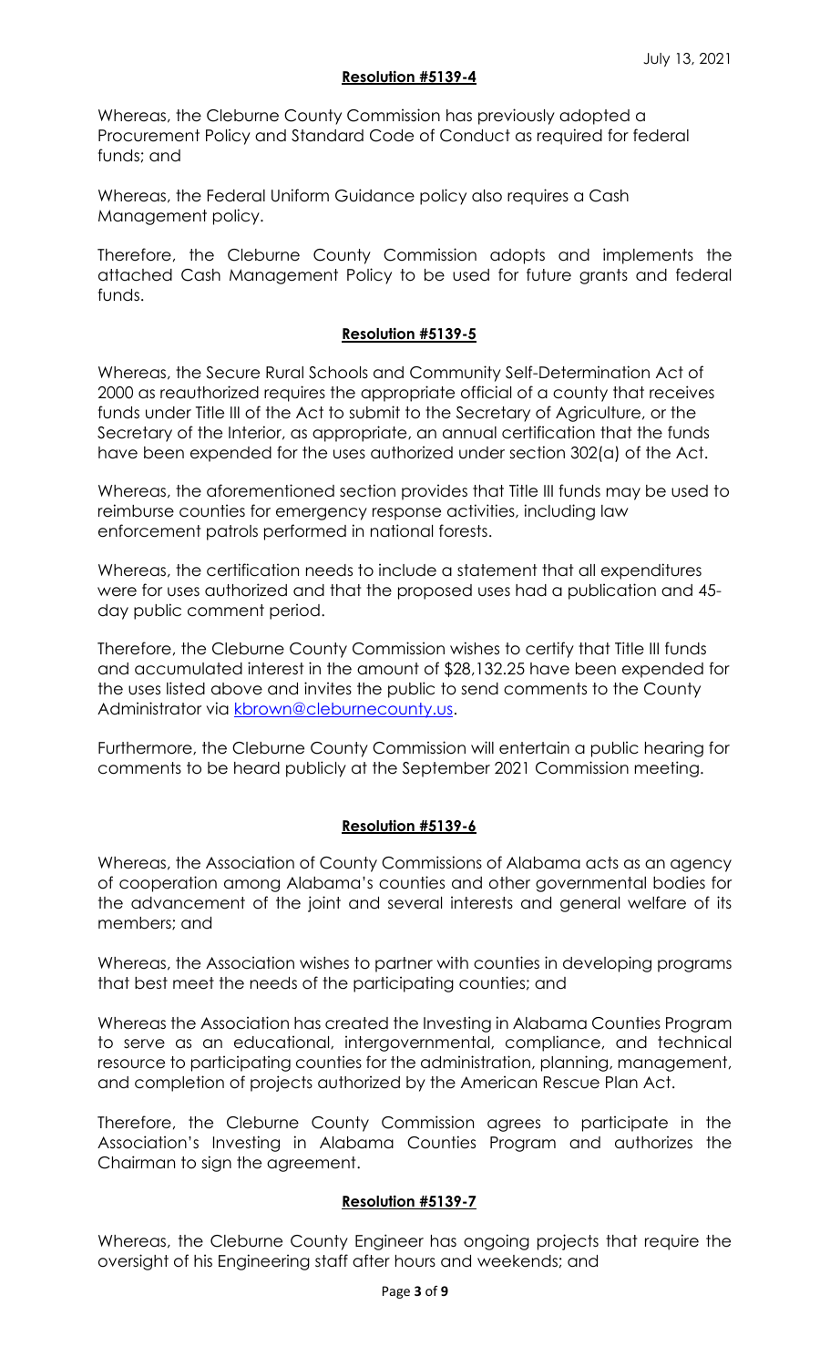July 13, 2021

**Resolution #5139-4**

Whereas, the Cleburne County Commission has previously adopted a Procurement Policy and Standard Code of Conduct as required for federal funds; and

Whereas, the Federal Uniform Guidance policy also requires a Cash Management policy.

Therefore, the Cleburne County Commission adopts and implements the attached Cash Management Policy to be used for future grants and federal funds.

**Resolution #5139-5**

Whereas, the Secure Rural Schools and Community Self-Determination Act of 2000 as reauthorized requires the appropriate official of a county that receives funds under Title III of the Act to submit to the Secretary of Agriculture, or the Secretary of the Interior, as appropriate, an annual certification that the funds have been expended for the uses authorized under section 302(a) of the Act.

Whereas, the aforementioned section provides that Title III funds may be used to reimburse counties for emergency response activities, including law enforcement patrols performed in national forests.

Whereas, the certification needs to include a statement that all expenditures were for uses authorized and that the proposed uses had a publication and 45-day public comment period.

Therefore, the Cleburne County Commission wishes to certify that Title III funds and accumulated interest in the amount of $28,132.25 have been expended for the uses listed above and invites the public to send comments to the County Administrator via kbrown@cleburnecounty.us.

Furthermore, the Cleburne County Commission will entertain a public hearing for comments to be heard publicly at the September 2021 Commission meeting.

**Resolution #5139-6**

Whereas, the Association of County Commissions of Alabama acts as an agency of cooperation among Alabama's counties and other governmental bodies for the advancement of the joint and several interests and general welfare of its members; and

Whereas, the Association wishes to partner with counties in developing programs that best meet the needs of the participating counties; and

Whereas the Association has created the Investing in Alabama Counties Program to serve as an educational, intergovernmental, compliance, and technical resource to participating counties for the administration, planning, management, and completion of projects authorized by the American Rescue Plan Act.

Therefore, the Cleburne County Commission agrees to participate in the Association's Investing in Alabama Counties Program and authorizes the Chairman to sign the agreement.

**Resolution #5139-7**

Whereas, the Cleburne County Engineer has ongoing projects that require the oversight of his Engineering staff after hours and weekends; and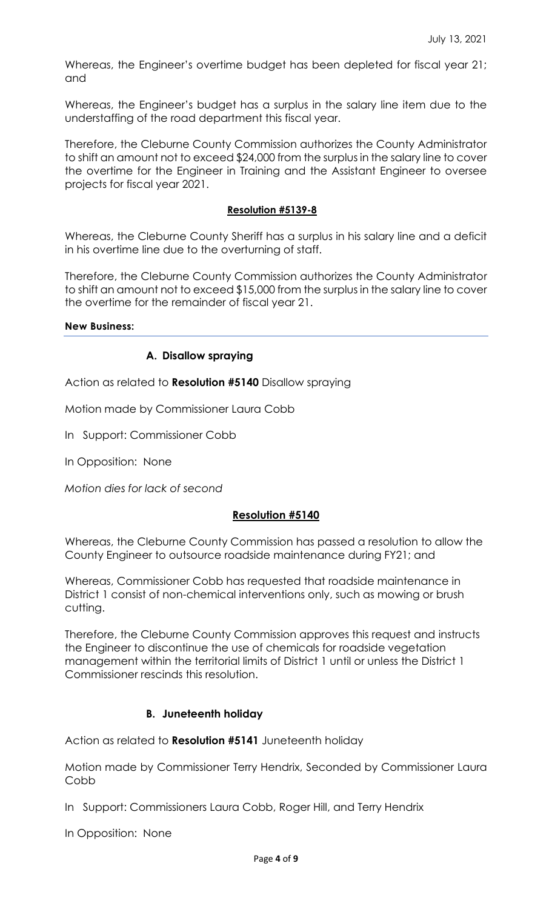July 13, 2021

Whereas, the Engineer's overtime budget has been depleted for fiscal year 21; and

Whereas, the Engineer's budget has a surplus in the salary line item due to the understaffing of the road department this fiscal year.

Therefore, the Cleburne County Commission authorizes the County Administrator to shift an amount not to exceed $24,000 from the surplus in the salary line to cover the overtime for the Engineer in Training and the Assistant Engineer to oversee projects for fiscal year 2021.

**Resolution #5139-8**

Whereas, the Cleburne County Sheriff has a surplus in his salary line and a deficit in his overtime line due to the overturning of staff.

Therefore, the Cleburne County Commission authorizes the County Administrator to shift an amount not to exceed $15,000 from the surplus in the salary line to cover the overtime for the remainder of fiscal year 21.

**New Business:**

**A. Disallow spraying**

Action as related to **Resolution #5140** Disallow spraying

Motion made by Commissioner Laura Cobb

In Support: Commissioner Cobb

In Opposition: None

*Motion dies for lack of second*

**Resolution #5140**

Whereas, the Cleburne County Commission has passed a resolution to allow the County Engineer to outsource roadside maintenance during FY21; and

Whereas, Commissioner Cobb has requested that roadside maintenance in District 1 consist of non-chemical interventions only, such as mowing or brush cutting.

Therefore, the Cleburne County Commission approves this request and instructs the Engineer to discontinue the use of chemicals for roadside vegetation management within the territorial limits of District 1 until or unless the District 1 Commissioner rescinds this resolution.

**B. Juneteenth holiday**

Action as related to **Resolution #5141** Juneteenth holiday

Motion made by Commissioner Terry Hendrix, Seconded by Commissioner Laura Cobb

In Support: Commissioners Laura Cobb, Roger Hill, and Terry Hendrix

In Opposition: None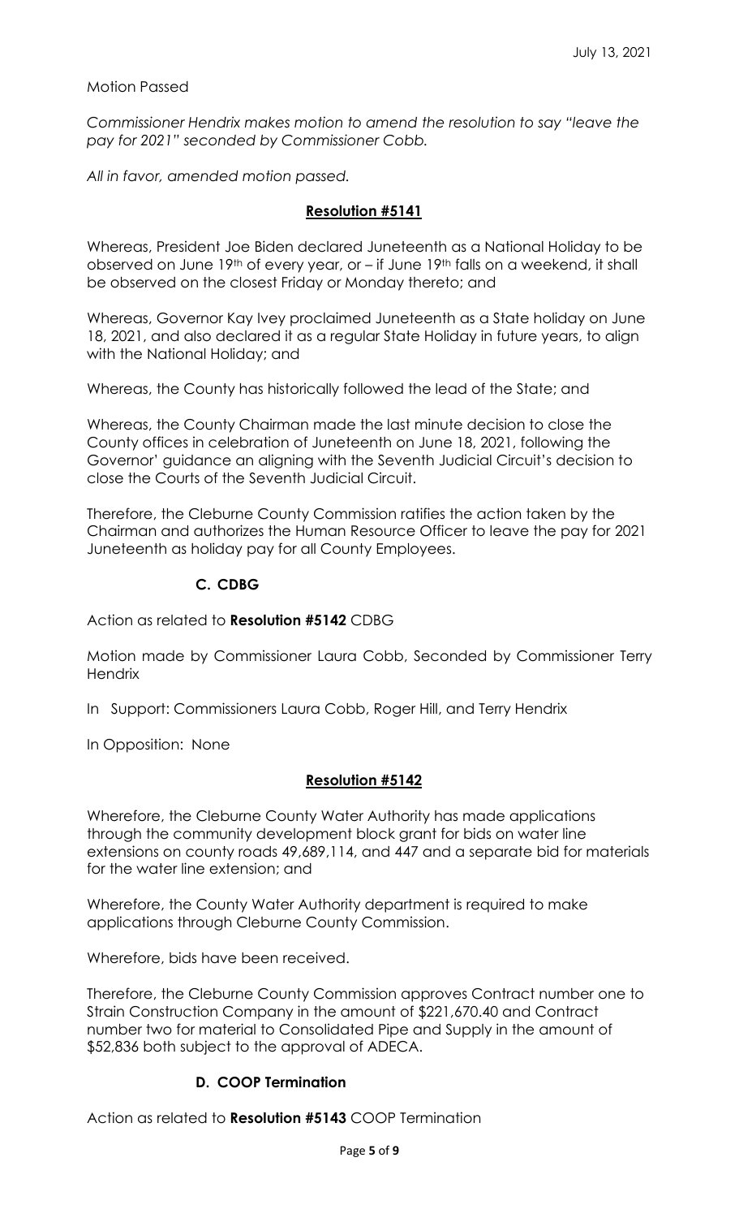Motion Passed

*Commissioner Hendrix makes motion to amend the resolution to say "leave the pay for 2021" seconded by Commissioner Cobb.*

*All in favor, amended motion passed.*

**Resolution #5141**

Whereas, President Joe Biden declared Juneteenth as a National Holiday to be observed on June 19th of every year, or – if June 19th falls on a weekend, it shall be observed on the closest Friday or Monday thereto; and

Whereas, Governor Kay Ivey proclaimed Juneteenth as a State holiday on June 18, 2021, and also declared it as a regular State Holiday in future years, to align with the National Holiday; and

Whereas, the County has historically followed the lead of the State; and

Whereas, the County Chairman made the last minute decision to close the County offices in celebration of Juneteenth on June 18, 2021, following the Governor' guidance an aligning with the Seventh Judicial Circuit's decision to close the Courts of the Seventh Judicial Circuit.

Therefore, the Cleburne County Commission ratifies the action taken by the Chairman and authorizes the Human Resource Officer to leave the pay for 2021 Juneteenth as holiday pay for all County Employees.

**C. CDBG**

Action as related to **Resolution #5142** CDBG

Motion made by Commissioner Laura Cobb, Seconded by Commissioner Terry Hendrix

In Support: Commissioners Laura Cobb, Roger Hill, and Terry Hendrix

In Opposition: None

**Resolution #5142**

Wherefore, the Cleburne County Water Authority has made applications through the community development block grant for bids on water line extensions on county roads 49,689,114, and 447 and a separate bid for materials for the water line extension; and

Wherefore, the County Water Authority department is required to make applications through Cleburne County Commission.

Wherefore, bids have been received.

Therefore, the Cleburne County Commission approves Contract number one to Strain Construction Company in the amount of $221,670.40 and Contract number two for material to Consolidated Pipe and Supply in the amount of $52,836 both subject to the approval of ADECA.

**D. COOP Termination**

Action as related to **Resolution #5143** COOP Termination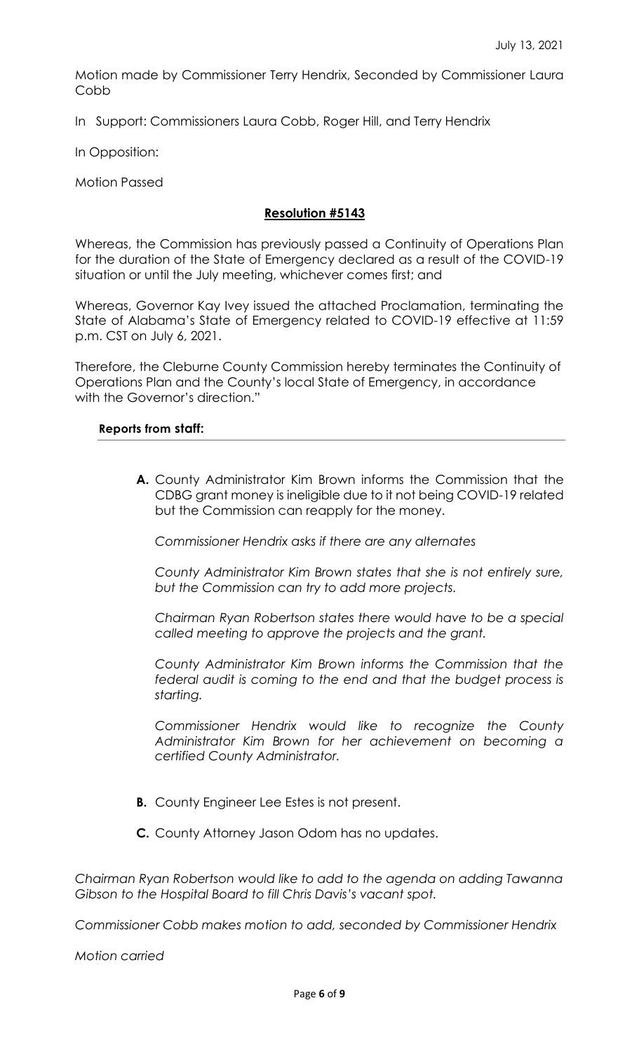Motion made by Commissioner Terry Hendrix, Seconded by Commissioner Laura Cobb

In Support: Commissioners Laura Cobb, Roger Hill, and Terry Hendrix

In Opposition:

Motion Passed

**Resolution #5143**

Whereas, the Commission has previously passed a Continuity of Operations Plan for the duration of the State of Emergency declared as a result of the COVID-19 situation or until the July meeting, whichever comes first; and

Whereas, Governor Kay Ivey issued the attached Proclamation, terminating the State of Alabama's State of Emergency related to COVID-19 effective at 11:59 p.m. CST on July 6, 2021.

Therefore, the Cleburne County Commission hereby terminates the Continuity of Operations Plan and the County's local State of Emergency, in accordance with the Governor's direction."

**Reports from staff:**

**A.** County Administrator Kim Brown informs the Commission that the CDBG grant money is ineligible due to it not being COVID-19 related but the Commission can reapply for the money.

*Commissioner Hendrix asks if there are any alternates*

*County Administrator Kim Brown states that she is not entirely sure, but the Commission can try to add more projects.*

*Chairman Ryan Robertson states there would have to be a special called meeting to approve the projects and the grant.*

*County Administrator Kim Brown informs the Commission that the federal audit is coming to the end and that the budget process is starting.*

*Commissioner Hendrix would like to recognize the County Administrator Kim Brown for her achievement on becoming a certified County Administrator.*

**B.** County Engineer Lee Estes is not present.

**C.** County Attorney Jason Odom has no updates.

*Chairman Ryan Robertson would like to add to the agenda on adding Tawanna Gibson to the Hospital Board to fill Chris Davis's vacant spot.*

*Commissioner Cobb makes motion to add, seconded by Commissioner Hendrix*

*Motion carried*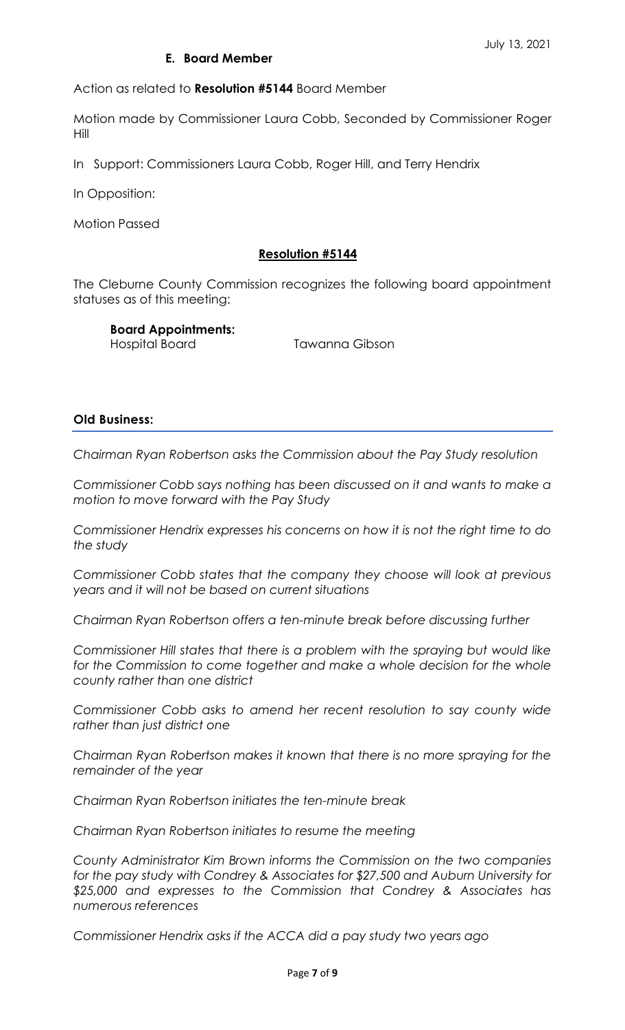July 13, 2021

### E. Board Member

Action as related to **Resolution #5144** Board Member

Motion made by Commissioner Laura Cobb, Seconded by Commissioner Roger Hill

In Support: Commissioners Laura Cobb, Roger Hill, and Terry Hendrix

In Opposition:

Motion Passed

**Resolution #5144**

The Cleburne County Commission recognizes the following board appointment statuses as of this meeting:

**Board Appointments:**
Hospital Board Tawanna Gibson

### Old Business:

*Chairman Ryan Robertson asks the Commission about the Pay Study resolution*

*Commissioner Cobb says nothing has been discussed on it and wants to make a motion to move forward with the Pay Study*

*Commissioner Hendrix expresses his concerns on how it is not the right time to do the study*

*Commissioner Cobb states that the company they choose will look at previous years and it will not be based on current situations*

*Chairman Ryan Robertson offers a ten-minute break before discussing further*

*Commissioner Hill states that there is a problem with the spraying but would like for the Commission to come together and make a whole decision for the whole county rather than one district*

*Commissioner Cobb asks to amend her recent resolution to say county wide rather than just district one*

*Chairman Ryan Robertson makes it known that there is no more spraying for the remainder of the year*

*Chairman Ryan Robertson initiates the ten-minute break*

*Chairman Ryan Robertson initiates to resume the meeting*

*County Administrator Kim Brown informs the Commission on the two companies for the pay study with Condrey & Associates for $27,500 and Auburn University for $25,000 and expresses to the Commission that Condrey & Associates has numerous references*

*Commissioner Hendrix asks if the ACCA did a pay study two years ago*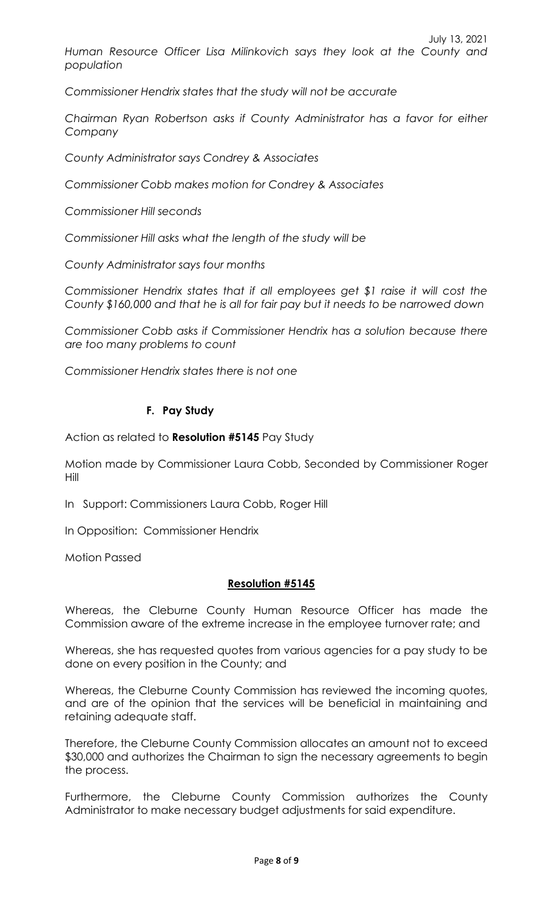*Human Resource Officer Lisa Milinkovich says they look at the County and population*

*Commissioner Hendrix states that the study will not be accurate*

*Chairman Ryan Robertson asks if County Administrator has a favor for either Company*

*County Administrator says Condrey & Associates*

*Commissioner Cobb makes motion for Condrey & Associates*

*Commissioner Hill seconds*

*Commissioner Hill asks what the length of the study will be*

*County Administrator says four months*

*Commissioner Hendrix states that if all employees get $1 raise it will cost the County $160,000 and that he is all for fair pay but it needs to be narrowed down*

*Commissioner Cobb asks if Commissioner Hendrix has a solution because there are too many problems to count*

*Commissioner Hendrix states there is not one*

**F. Pay Study**

Action as related to **Resolution #5145** Pay Study

Motion made by Commissioner Laura Cobb, Seconded by Commissioner Roger Hill

In Support: Commissioners Laura Cobb, Roger Hill

In Opposition: Commissioner Hendrix

Motion Passed

**Resolution #5145**

Whereas, the Cleburne County Human Resource Officer has made the Commission aware of the extreme increase in the employee turnover rate; and

Whereas, she has requested quotes from various agencies for a pay study to be done on every position in the County; and

Whereas, the Cleburne County Commission has reviewed the incoming quotes, and are of the opinion that the services will be beneficial in maintaining and retaining adequate staff.

Therefore, the Cleburne County Commission allocates an amount not to exceed $30,000 and authorizes the Chairman to sign the necessary agreements to begin the process.

Furthermore, the Cleburne County Commission authorizes the County Administrator to make necessary budget adjustments for said expenditure.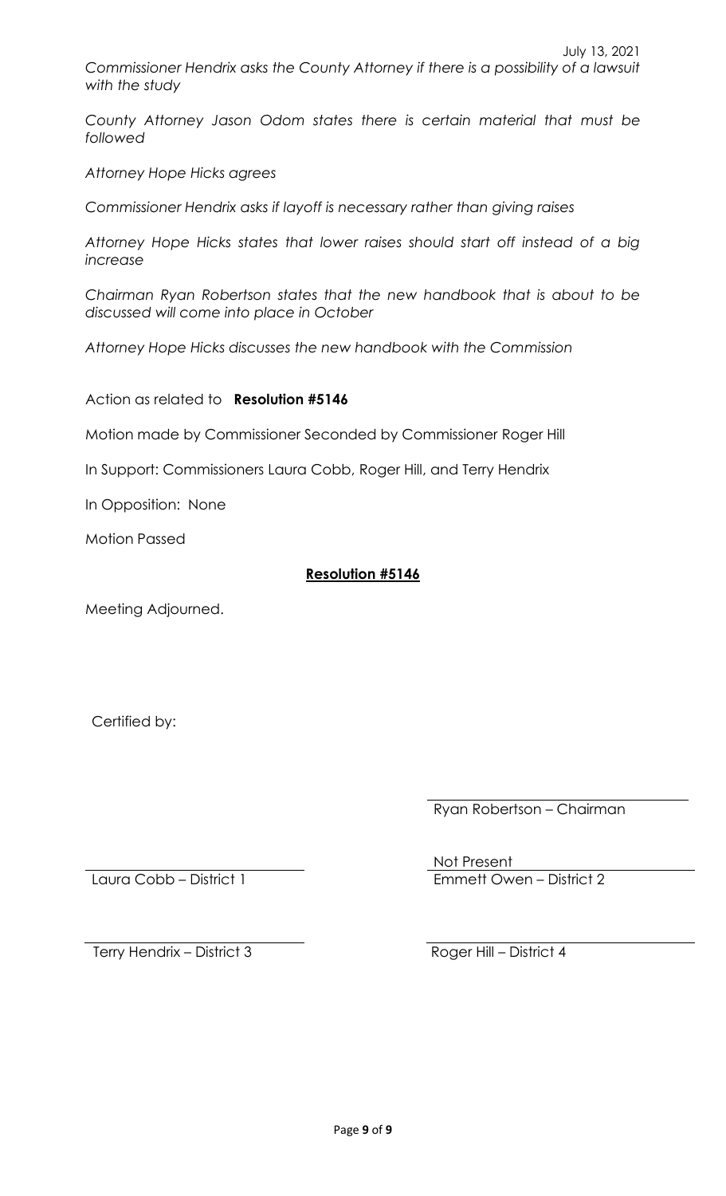July 13, 2021

*Commissioner Hendrix asks the County Attorney if there is a possibility of a lawsuit with the study*

*County Attorney Jason Odom states there is certain material that must be followed*

*Attorney Hope Hicks agrees*

*Commissioner Hendrix asks if layoff is necessary rather than giving raises*

*Attorney Hope Hicks states that lower raises should start off instead of a big increase*

*Chairman Ryan Robertson states that the new handbook that is about to be discussed will come into place in October*

*Attorney Hope Hicks discusses the new handbook with the Commission*

Action as related to **Resolution #5146**

Motion made by Commissioner Seconded by Commissioner Roger Hill

In Support: Commissioners Laura Cobb, Roger Hill, and Terry Hendrix

In Opposition: None

Motion Passed

**Resolution #5146**

Meeting Adjourned.

Certified by:

Ryan Robertson – Chairman

Laura Cobb – District 1

Not Present
Emmett Owen – District 2

Terry Hendrix – District 3

Roger Hill – District 4